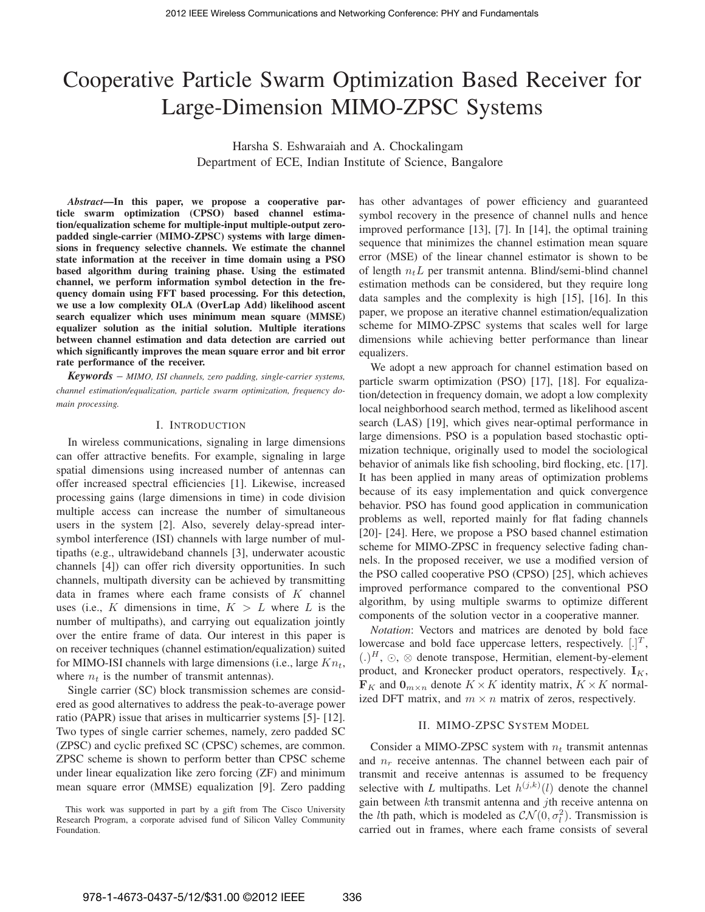# Cooperative Particle Swarm Optimization Based Receiver for Large-Dimension MIMO-ZPSC Systems

Harsha S. Eshwaraiah and A. Chockalingam
Department of ECE, Indian Institute of Science, Bangalore

***Abstract*—In this paper, we propose a cooperative particle swarm optimization (CPSO) based channel estimation/equalization scheme for multiple-input multiple-output zero-padded single-carrier (MIMO-ZPSC) systems with large dimensions in frequency selective channels. We estimate the channel state information at the receiver in time domain using a PSO based algorithm during training phase. Using the estimated channel, we perform information symbol detection in the frequency domain using FFT based processing. For this detection, we use a low complexity OLA (OverLap Add) likelihood ascent search equalizer which uses minimum mean square (MMSE) equalizer solution as the initial solution. Multiple iterations between channel estimation and data detection are carried out which significantly improves the mean square error and bit error rate performance of the receiver.**

***Keywords*** *– MIMO, ISI channels, zero padding, single-carrier systems, channel estimation/equalization, particle swarm optimization, frequency domain processing.*

## I. Introduction

In wireless communications, signaling in large dimensions can offer attractive benefits. For example, signaling in large spatial dimensions using increased number of antennas can offer increased spectral efficiencies [1]. Likewise, increased processing gains (large dimensions in time) in code division multiple access can increase the number of simultaneous users in the system [2]. Also, severely delay-spread intersymbol interference (ISI) channels with large number of multipaths (e.g., ultrawideband channels [3], underwater acoustic channels [4]) can offer rich diversity opportunities. In such channels, multipath diversity can be achieved by transmitting data in frames where each frame consists of $K$ channel uses (i.e., $K$ dimensions in time, $K > L$ where $L$ is the number of multipaths), and carrying out equalization jointly over the entire frame of data. Our interest in this paper is on receiver techniques (channel estimation/equalization) suited for MIMO-ISI channels with large dimensions (i.e., large $Kn_t$, where $n_t$ is the number of transmit antennas).

Single carrier (SC) block transmission schemes are considered as good alternatives to address the peak-to-average power ratio (PAPR) issue that arises in multicarrier systems [5]- [12]. Two types of single carrier schemes, namely, zero padded SC (ZPSC) and cyclic prefixed SC (CPSC) schemes, are common. ZPSC scheme is shown to perform better than CPSC scheme under linear equalization like zero forcing (ZF) and minimum mean square error (MMSE) equalization [9]. Zero padding has other advantages of power efficiency and guaranteed symbol recovery in the presence of channel nulls and hence improved performance [13], [7]. In [14], the optimal training sequence that minimizes the channel estimation mean square error (MSE) of the linear channel estimator is shown to be of length $n_tL$ per transmit antenna. Blind/semi-blind channel estimation methods can be considered, but they require long data samples and the complexity is high [15], [16]. In this paper, we propose an iterative channel estimation/equalization scheme for MIMO-ZPSC systems that scales well for large dimensions while achieving better performance than linear equalizers.

We adopt a new approach for channel estimation based on particle swarm optimization (PSO) [17], [18]. For equalization/detection in frequency domain, we adopt a low complexity local neighborhood search method, termed as likelihood ascent search (LAS) [19], which gives near-optimal performance in large dimensions. PSO is a population based stochastic optimization technique, originally used to model the sociological behavior of animals like fish schooling, bird flocking, etc. [17]. It has been applied in many areas of optimization problems because of its easy implementation and quick convergence behavior. PSO has found good application in communication problems as well, reported mainly for flat fading channels [20]- [24]. Here, we propose a PSO based channel estimation scheme for MIMO-ZPSC in frequency selective fading channels. In the proposed receiver, we use a modified version of the PSO called cooperative PSO (CPSO) [25], which achieves improved performance compared to the conventional PSO algorithm, by using multiple swarms to optimize different components of the solution vector in a cooperative manner.

*Notation*: Vectors and matrices are denoted by bold face lowercase and bold face uppercase letters, respectively. $[.]^T$, $(.)^H$, $\odot$, $\otimes$ denote transpose, Hermitian, element-by-element product, and Kronecker product operators, respectively. $\mathbf{I}_K$, $\mathbf{F}_K$ and $\mathbf{0}_{m\times n}$ denote $K \times K$ identity matrix, $K \times K$ normalized DFT matrix, and $m \times n$ matrix of zeros, respectively.

## II. MIMO-ZPSC System Model

Consider a MIMO-ZPSC system with $n_t$ transmit antennas and $n_r$ receive antennas. The channel between each pair of transmit and receive antennas is assumed to be frequency selective with $L$ multipaths. Let $h^{(j,k)}(l)$ denote the channel gain between $k$th transmit antenna and $j$th receive antenna on the $l$th path, which is modeled as $\mathcal{CN}(0, \sigma_l^2)$. Transmission is carried out in frames, where each frame consists of several

This work was supported in part by a gift from The Cisco University Research Program, a corporate advised fund of Silicon Valley Community Foundation.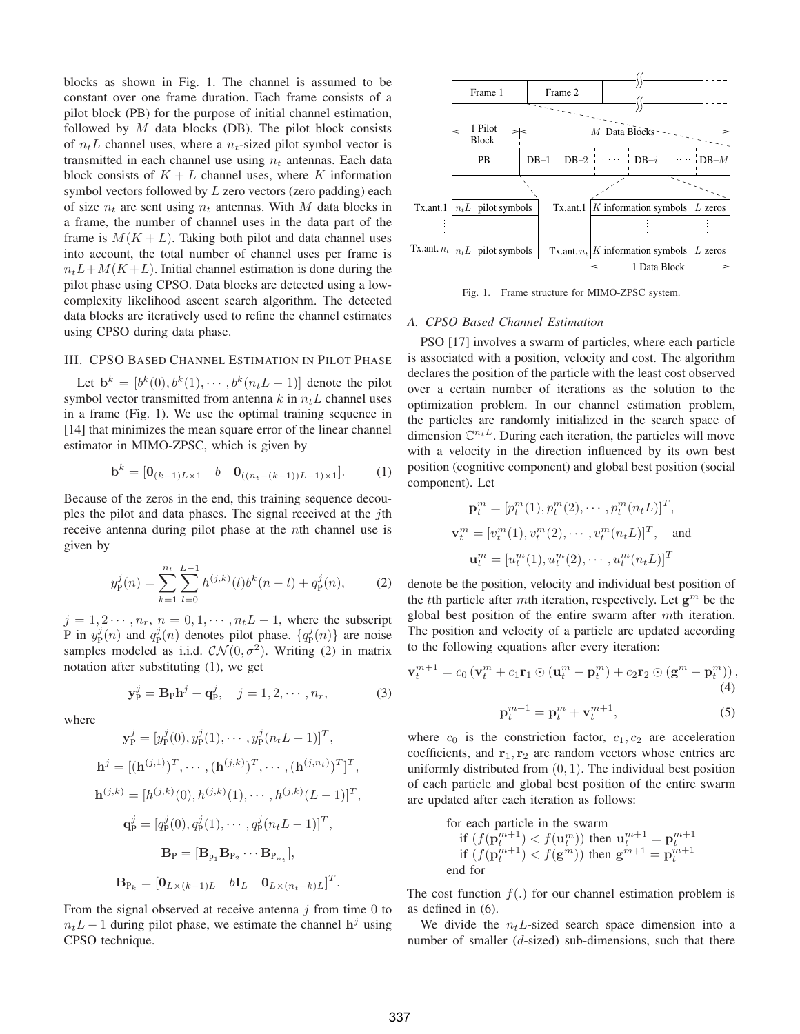blocks as shown in Fig. 1. The channel is assumed to be constant over one frame duration. Each frame consists of a pilot block (PB) for the purpose of initial channel estimation, followed by $M$ data blocks (DB). The pilot block consists of $n_tL$ channel uses, where a $n_t$-sized pilot symbol vector is transmitted in each channel use using $n_t$ antennas. Each data block consists of $K + L$ channel uses, where $K$ information symbol vectors followed by $L$ zero vectors (zero padding) each of size $n_t$ are sent using $n_t$ antennas. With $M$ data blocks in a frame, the number of channel uses in the data part of the frame is $M(K + L)$. Taking both pilot and data channel uses into account, the total number of channel uses per frame is $n_tL+M(K+L)$. Initial channel estimation is done during the pilot phase using CPSO. Data blocks are detected using a low-complexity likelihood ascent search algorithm. The detected data blocks are iteratively used to refine the channel estimates using CPSO during data phase.

## III. CPSO Based Channel Estimation in Pilot Phase

Let $\mathbf{b}^k = [b^k(0), b^k(1), \cdots, b^k(n_tL-1)]$ denote the pilot symbol vector transmitted from antenna $k$ in $n_tL$ channel uses in a frame (Fig. 1). We use the optimal training sequence in [14] that minimizes the mean square error of the linear channel estimator in MIMO-ZPSC, which is given by

$$\mathbf{b}^k = [\mathbf{0}_{(k-1)L\times 1} \quad b \quad \mathbf{0}_{((n_t-(k-1))L-1)\times 1}]. \tag{1}$$

Because of the zeros in the end, this training sequence decouples the pilot and data phases. The signal received at the $j$th receive antenna during pilot phase at the $n$th channel use is given by

$$y_{\text{P}}^j(n) = \sum_{k=1}^{n_t}\sum_{l=0}^{L-1} h^{(j,k)}(l) b^k(n-l) + q_{\text{P}}^j(n), \tag{2}$$

$j = 1, 2\cdots, n_r$, $n = 0, 1, \cdots, n_tL-1$, where the subscript P in $y_{\text{P}}^j(n)$ and $q_{\text{P}}^j(n)$ denotes pilot phase. $\{q_{\text{P}}^j(n)\}$ are noise samples modeled as i.i.d. $\mathcal{CN}(0, \sigma^2)$. Writing (2) in matrix notation after substituting (1), we get

$$\mathbf{y}_{\text{P}}^j = \mathbf{B}_{\text{P}}\mathbf{h}^j + \mathbf{q}_{\text{P}}^j, \quad j = 1, 2, \cdots, n_r, \tag{3}$$

where

$$\mathbf{y}_{\text{P}}^j = [y_{\text{P}}^j(0), y_{\text{P}}^j(1), \cdots, y_{\text{P}}^j(n_tL-1)]^T,$$

$$\mathbf{h}^j = [(\mathbf{h}^{(j,1)})^T, \cdots, (\mathbf{h}^{(j,k)})^T, \cdots, (\mathbf{h}^{(j,n_t)})^T]^T,$$

$$\mathbf{h}^{(j,k)} = [h^{(j,k)}(0), h^{(j,k)}(1), \cdots, h^{(j,k)}(L-1)]^T,$$

$$\mathbf{q}_{\text{P}}^j = [q_{\text{P}}^j(0), q_{\text{P}}^j(1), \cdots, q_{\text{P}}^j(n_tL-1)]^T,$$

$$\mathbf{B}_{\text{P}} = [\mathbf{B}_{\text{P}_1}\mathbf{B}_{\text{P}_2}\cdots\mathbf{B}_{\text{P}_{n_t}}],$$

$$\mathbf{B}_{\text{P}_k} = [\mathbf{0}_{L\times(k-1)L} \quad b\mathbf{I}_L \quad \mathbf{0}_{L\times(n_t-k)L}]^T.$$

From the signal observed at receive antenna $j$ from time 0 to $n_tL-1$ during pilot phase, we estimate the channel $\mathbf{h}^j$ using CPSO technique.

Fig. 1. Frame structure for MIMO-ZPSC system.

### A. CPSO Based Channel Estimation

PSO [17] involves a swarm of particles, where each particle is associated with a position, velocity and cost. The algorithm declares the position of the particle with the least cost observed over a certain number of iterations as the solution to the optimization problem. In our channel estimation problem, the particles are randomly initialized in the search space of dimension $\mathbb{C}^{n_tL}$. During each iteration, the particles will move with a velocity in the direction influenced by its own best position (cognitive component) and global best position (social component). Let

$$\mathbf{p}_t^m = [p_t^m(1), p_t^m(2), \cdots, p_t^m(n_tL)]^T,$$

$$\mathbf{v}_t^m = [v_t^m(1), v_t^m(2), \cdots, v_t^m(n_tL)]^T, \quad \text{and}$$

$$\mathbf{u}_t^m = [u_t^m(1), u_t^m(2), \cdots, u_t^m(n_tL)]^T$$

denote be the position, velocity and individual best position of the $t$th particle after $m$th iteration, respectively. Let $\mathbf{g}^m$ be the global best position of the entire swarm after $m$th iteration. The position and velocity of a particle are updated according to the following equations after every iteration:

$$\mathbf{v}_t^{m+1} = c_0\left(\mathbf{v}_t^m + c_1\mathbf{r}_1 \odot (\mathbf{u}_t^m - \mathbf{p}_t^m) + c_2\mathbf{r}_2 \odot (\mathbf{g}^m - \mathbf{p}_t^m)\right), \tag{4}$$

$$\mathbf{p}_t^{m+1} = \mathbf{p}_t^m + \mathbf{v}_t^{m+1}, \tag{5}$$

where $c_0$ is the constriction factor, $c_1, c_2$ are acceleration coefficients, and $\mathbf{r}_1, \mathbf{r}_2$ are random vectors whose entries are uniformly distributed from $(0, 1)$. The individual best position of each particle and global best position of the entire swarm are updated after each iteration as follows:

for each particle in the swarm
  if $(f(\mathbf{p}_t^{m+1}) < f(\mathbf{u}_t^m))$ then $\mathbf{u}_t^{m+1} = \mathbf{p}_t^{m+1}$
  if $(f(\mathbf{p}_t^{m+1}) < f(\mathbf{g}^m))$ then $\mathbf{g}^{m+1} = \mathbf{p}_t^{m+1}$
end for

The cost function $f(.)$ for our channel estimation problem is as defined in (6).

We divide the $n_tL$-sized search space dimension into a number of smaller ($d$-sized) sub-dimensions, such that there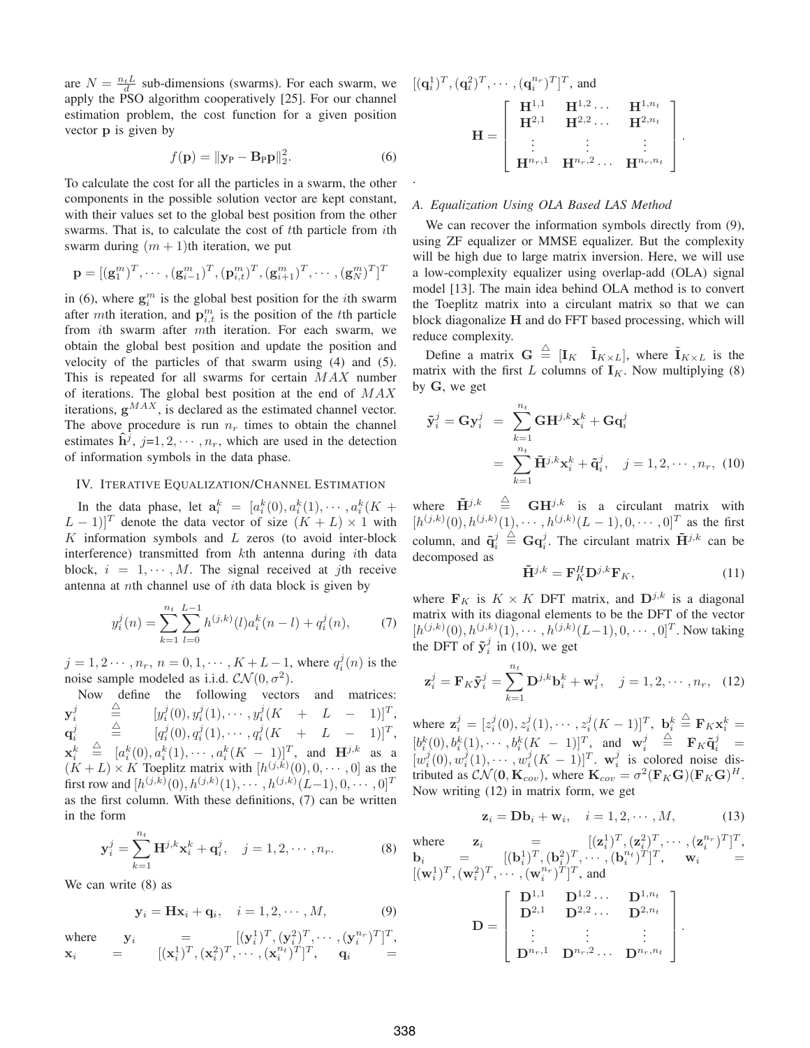are $N = \frac{n_t L}{d}$ sub-dimensions (swarms). For each swarm, we apply the PSO algorithm cooperatively [25]. For our channel estimation problem, the cost function for a given position vector $\mathbf{p}$ is given by

$$f(\mathbf{p}) = \|\mathbf{y}_{\rm P} - \mathbf{B}_{\rm P}\mathbf{p}\|_2^2. \tag{6}$$

To calculate the cost for all the particles in a swarm, the other components in the possible solution vector are kept constant, with their values set to the global best position from the other swarms. That is, to calculate the cost of $t$th particle from $i$th swarm during $(m+1)$th iteration, we put

$$\mathbf{p} = [(\mathbf{g}_1^m)^T, \cdots, (\mathbf{g}_{i-1}^m)^T, (\mathbf{p}_{i,t}^m)^T, (\mathbf{g}_{i+1}^m)^T, \cdots, (\mathbf{g}_N^m)^T]^T$$

in (6), where $\mathbf{g}_i^m$ is the global best position for the $i$th swarm after $m$th iteration, and $\mathbf{p}_{i,t}^m$ is the position of the $t$th particle from $i$th swarm after $m$th iteration. For each swarm, we obtain the global best position and update the position and velocity of the particles of that swarm using (4) and (5). This is repeated for all swarms for certain $MAX$ number of iterations. The global best position at the end of $MAX$ iterations, $\mathbf{g}^{MAX}$, is declared as the estimated channel vector. The above procedure is run $n_r$ times to obtain the channel estimates $\hat{\mathbf{h}}^j$, $j$=$1, 2, \cdots, n_r$, which are used in the detection of information symbols in the data phase.

## IV. Iterative Equalization/Channel Estimation

In the data phase, let $\mathbf{a}_i^k = [a_i^k(0), a_i^k(1), \cdots, a_i^k(K + L - 1)]^T$ denote the data vector of size $(K+L) \times 1$ with $K$ information symbols and $L$ zeros (to avoid inter-block interference) transmitted from $k$th antenna during $i$th data block, $i = 1, \cdots, M$. The signal received at $j$th receive antenna at $n$th channel use of $i$th data block is given by

$$y_i^j(n) = \sum_{k=1}^{n_t} \sum_{l=0}^{L-1} h^{(j,k)}(l) a_i^k(n-l) + q_i^j(n), \tag{7}$$

$j = 1, 2 \cdots, n_r$, $n = 0, 1, \cdots, K+L-1$, where $q_i^j(n)$ is the noise sample modeled as i.i.d. $\mathcal{CN}(0, \sigma^2)$.

Now define the following vectors and matrices: $\mathbf{y}_i^j \stackrel{\triangle}{=} [y_i^j(0), y_i^j(1), \cdots, y_i^j(K + L - 1)]^T$, $\mathbf{q}_i^j \stackrel{\triangle}{=} [q_i^j(0), q_i^j(1), \cdots, q_i^j(K + L - 1)]^T$, $\mathbf{x}_i^k \stackrel{\triangle}{=} [a_i^k(0), a_i^k(1), \cdots, a_i^k(K-1)]^T$, and $\mathbf{H}^{j,k}$ as a $(K+L) \times K$ Toeplitz matrix with $[h^{(j,k)}(0), 0, \cdots, 0]$ as the first row and $[h^{(j,k)}(0), h^{(j,k)}(1), \cdots, h^{(j,k)}(L-1), 0, \cdots, 0]^T$ as the first column. With these definitions, (7) can be written in the form

$$\mathbf{y}_i^j = \sum_{k=1}^{n_t} \mathbf{H}^{j,k} \mathbf{x}_i^k + \mathbf{q}_i^j, \quad j = 1, 2, \cdots, n_r. \tag{8}$$

We can write (8) as

$$\mathbf{y}_i = \mathbf{H}\mathbf{x}_i + \mathbf{q}_i, \quad i = 1, 2, \cdots, M, \tag{9}$$

where $\mathbf{y}_i = [(\mathbf{y}_i^1)^T, (\mathbf{y}_i^2)^T, \cdots, (\mathbf{y}_i^{n_r})^T]^T$, $\mathbf{x}_i = [(\mathbf{x}_i^1)^T, (\mathbf{x}_i^2)^T, \cdots, (\mathbf{x}_i^{n_t})^T]^T$, $\mathbf{q}_i = [(\mathbf{q}_i^1)^T, (\mathbf{q}_i^2)^T, \cdots, (\mathbf{q}_i^{n_r})^T]^T$, and

$$\mathbf{H} = \left[ \begin{array}{ccc} \mathbf{H}^{1,1} & \mathbf{H}^{1,2} \cdots & \mathbf{H}^{1,n_t} \\ \mathbf{H}^{2,1} & \mathbf{H}^{2,2} \cdots & \mathbf{H}^{2,n_t} \\ \vdots & \vdots & \vdots \\ \mathbf{H}^{n_r,1} & \mathbf{H}^{n_r,2} \cdots & \mathbf{H}^{n_r,n_t} \end{array} \right].$$

### A. Equalization Using OLA Based LAS Method

We can recover the information symbols directly from (9), using ZF equalizer or MMSE equalizer. But the complexity will be high due to large matrix inversion. Here, we will use a low-complexity equalizer using overlap-add (OLA) signal model [13]. The main idea behind OLA method is to convert the Toeplitz matrix into a circulant matrix so that we can block diagonalize $\mathbf{H}$ and do FFT based processing, which will reduce complexity.

Define a matrix $\mathbf{G} \stackrel{\triangle}{=} [\mathbf{I}_K \quad \tilde{\mathbf{I}}_{K \times L}]$, where $\tilde{\mathbf{I}}_{K \times L}$ is the matrix with the first $L$ columns of $\mathbf{I}_K$. Now multiplying (8) by $\mathbf{G}$, we get

$$\begin{aligned} \tilde{\mathbf{y}}_i^j = \mathbf{G}\mathbf{y}_i^j &= \sum_{k=1}^{n_t} \mathbf{G}\mathbf{H}^{j,k}\mathbf{x}_i^k + \mathbf{G}\mathbf{q}_i^j \\ &= \sum_{k=1}^{n_t} \tilde{\mathbf{H}}^{j,k}\mathbf{x}_i^k + \tilde{\mathbf{q}}_i^j, \quad j = 1, 2, \cdots, n_r, \end{aligned} \tag{10}$$

where $\tilde{\mathbf{H}}^{j,k} \stackrel{\triangle}{=} \mathbf{G}\mathbf{H}^{j,k}$ is a circulant matrix with $[h^{(j,k)}(0), h^{(j,k)}(1), \cdots, h^{(j,k)}(L-1), 0, \cdots, 0]^T$ as the first column, and $\tilde{\mathbf{q}}_i^j \stackrel{\triangle}{=} \mathbf{G}\mathbf{q}_i^j$. The circulant matrix $\tilde{\mathbf{H}}^{j,k}$ can be decomposed as

$$\tilde{\mathbf{H}}^{j,k} = \mathbf{F}_K^H \mathbf{D}^{j,k} \mathbf{F}_K, \tag{11}$$

where $\mathbf{F}_K$ is $K \times K$ DFT matrix, and $\mathbf{D}^{j,k}$ is a diagonal matrix with its diagonal elements to be the DFT of the vector $[h^{(j,k)}(0), h^{(j,k)}(1), \cdots, h^{(j,k)}(L-1), 0, \cdots, 0]^T$. Now taking the DFT of $\tilde{\mathbf{y}}_i^j$ in (10), we get

$$\mathbf{z}_i^j = \mathbf{F}_K \tilde{\mathbf{y}}_i^j = \sum_{k=1}^{n_t} \mathbf{D}^{j,k}\mathbf{b}_i^k + \mathbf{w}_i^j, \quad j = 1, 2, \cdots, n_r, \tag{12}$$

where $\mathbf{z}_i^j = [z_i^j(0), z_i^j(1), \cdots, z_i^j(K-1)]^T$, $\mathbf{b}_i^k \stackrel{\triangle}{=} \mathbf{F}_K \mathbf{x}_i^k = [b_i^k(0), b_i^k(1), \cdots, b_i^k(K-1)]^T$, and $\mathbf{w}_i^j \stackrel{\triangle}{=} \mathbf{F}_K \tilde{\mathbf{q}}_i^j = [w_i^j(0), w_i^j(1), \cdots, w_i^j(K-1)]^T$. $\mathbf{w}_i^j$ is colored noise distributed as $\mathcal{CN}(\mathbf{0}, \mathbf{K}_{cov})$, where $\mathbf{K}_{cov} = \sigma^2(\mathbf{F}_K\mathbf{G})(\mathbf{F}_K\mathbf{G})^H$. Now writing (12) in matrix form, we get

$$\mathbf{z}_i = \mathbf{D}\mathbf{b}_i + \mathbf{w}_i, \quad i = 1, 2, \cdots, M, \tag{13}$$

where $\mathbf{z}_i = [(\mathbf{z}_i^1)^T, (\mathbf{z}_i^2)^T, \cdots, (\mathbf{z}_i^{n_r})^T]^T$, $\mathbf{b}_i = [(\mathbf{b}_i^1)^T, (\mathbf{b}_i^2)^T, \cdots, (\mathbf{b}_i^{n_t})^T]^T$, $\mathbf{w}_i = [(\mathbf{w}_i^1)^T, (\mathbf{w}_i^2)^T, \cdots, (\mathbf{w}_i^{n_r})^T]^T$, and

$$\mathbf{D} = \left[ \begin{array}{ccc} \mathbf{D}^{1,1} & \mathbf{D}^{1,2} \cdots & \mathbf{D}^{1,n_t} \\ \mathbf{D}^{2,1} & \mathbf{D}^{2,2} \cdots & \mathbf{D}^{2,n_t} \\ \vdots & \vdots & \vdots \\ \mathbf{D}^{n_r,1} & \mathbf{D}^{n_r,2} \cdots & \mathbf{D}^{n_r,n_t} \end{array} \right].$$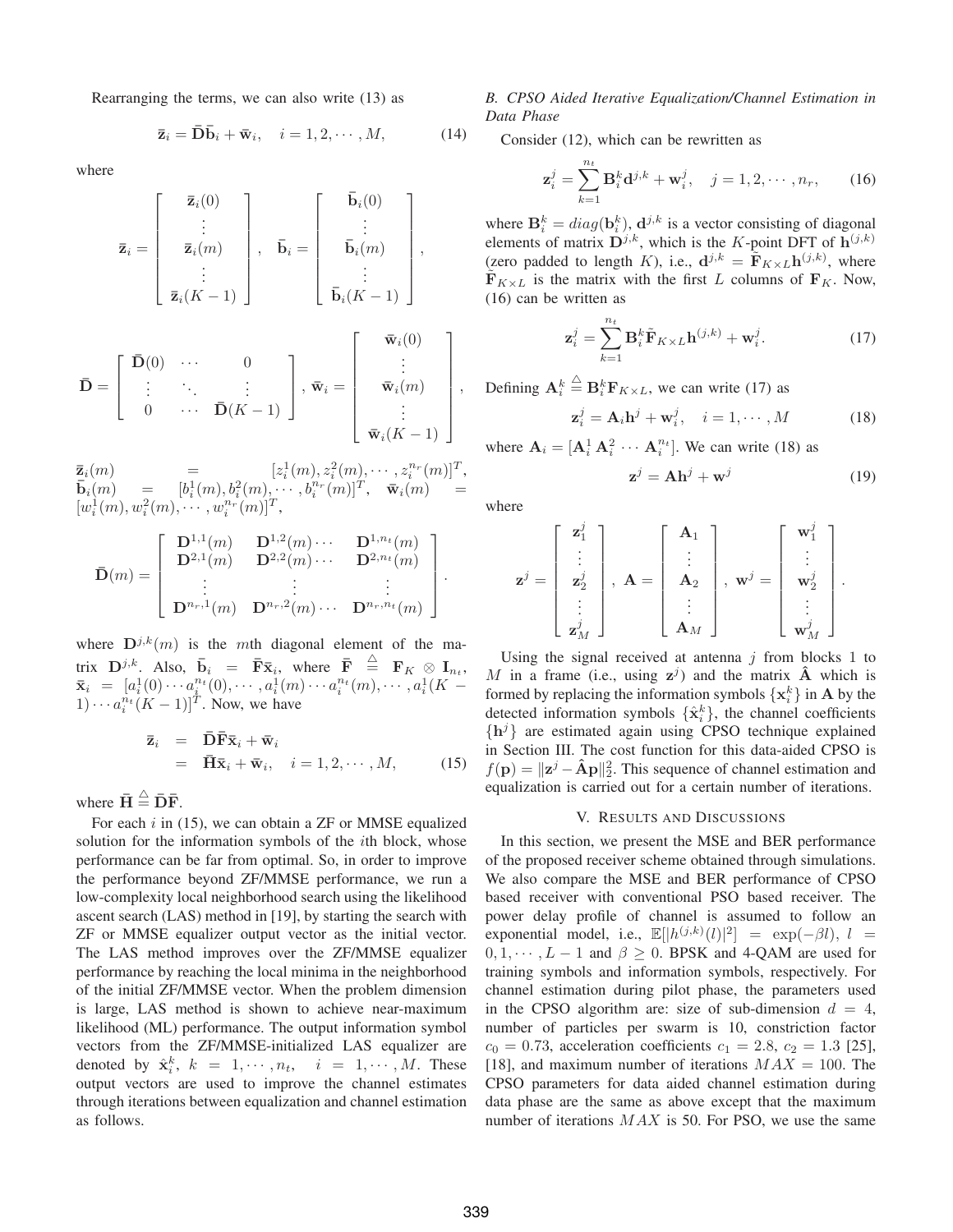Rearranging the terms, we can also write (13) as

$$\bar{\mathbf{z}}_i = \bar{\mathbf{D}}\bar{\mathbf{b}}_i + \bar{\mathbf{w}}_i, \quad i = 1, 2, \cdots, M, \tag{14}$$

where

$$\bar{\mathbf{z}}_i = \begin{bmatrix} \bar{\mathbf{z}}_i(0) \\ \vdots \\ \bar{\mathbf{z}}_i(m) \\ \vdots \\ \bar{\mathbf{z}}_i(K-1) \end{bmatrix}, \quad \bar{\mathbf{b}}_i = \begin{bmatrix} \bar{\mathbf{b}}_i(0) \\ \vdots \\ \bar{\mathbf{b}}_i(m) \\ \vdots \\ \bar{\mathbf{b}}_i(K-1) \end{bmatrix},$$

$$\bar{\mathbf{D}} = \begin{bmatrix} \bar{\mathbf{D}}(0) & \cdots & 0 \\ \vdots & \ddots & \vdots \\ 0 & \cdots & \bar{\mathbf{D}}(K-1) \end{bmatrix}, \; \bar{\mathbf{w}}_i = \begin{bmatrix} \bar{\mathbf{w}}_i(0) \\ \vdots \\ \bar{\mathbf{w}}_i(m) \\ \vdots \\ \bar{\mathbf{w}}_i(K-1) \end{bmatrix},$$

$\bar{\mathbf{z}}_i(m) = [z_i^1(m), z_i^2(m), \cdots, z_i^{n_r}(m)]^T$, $\bar{\mathbf{b}}_i(m) = [b_i^1(m), b_i^2(m), \cdots, b_i^{n_r}(m)]^T$, $\bar{\mathbf{w}}_i(m) = [w_i^1(m), w_i^2(m), \cdots, w_i^{n_r}(m)]^T$,

$$\bar{\mathbf{D}}(m) = \begin{bmatrix} \mathbf{D}^{1,1}(m) & \mathbf{D}^{1,2}(m) \cdots & \mathbf{D}^{1,n_t}(m) \\ \mathbf{D}^{2,1}(m) & \mathbf{D}^{2,2}(m) \cdots & \mathbf{D}^{2,n_t}(m) \\ \vdots & \vdots & \vdots \\ \mathbf{D}^{n_r,1}(m) & \mathbf{D}^{n_r,2}(m) \cdots & \mathbf{D}^{n_r,n_t}(m) \end{bmatrix}.$$

where $\mathbf{D}^{j,k}(m)$ is the $m$th diagonal element of the matrix $\mathbf{D}^{j,k}$. Also, $\bar{\mathbf{b}}_i = \bar{\mathbf{F}}\bar{\mathbf{x}}_i$, where $\bar{\mathbf{F}} \stackrel{\triangle}{=} \mathbf{F}_K \otimes \mathbf{I}_{n_t}$, $\bar{\mathbf{x}}_i = [a_i^1(0) \cdots a_i^{n_t}(0), \cdots, a_i^1(m) \cdots a_i^{n_t}(m), \cdots, a_i^1(K-1) \cdots a_i^{n_t}(K-1)]^T$. Now, we have

$$\begin{aligned} \bar{\mathbf{z}}_i &= \bar{\mathbf{D}}\bar{\mathbf{F}}\bar{\mathbf{x}}_i + \bar{\mathbf{w}}_i \\ &= \bar{\mathbf{H}}\bar{\mathbf{x}}_i + \bar{\mathbf{w}}_i, \quad i = 1, 2, \cdots, M, \end{aligned} \tag{15}$$

where $\bar{\mathbf{H}} \stackrel{\triangle}{=} \bar{\mathbf{D}}\bar{\mathbf{F}}$.

For each $i$ in (15), we can obtain a ZF or MMSE equalized solution for the information symbols of the $i$th block, whose performance can be far from optimal. So, in order to improve the performance beyond ZF/MMSE performance, we run a low-complexity local neighborhood search using the likelihood ascent search (LAS) method in [19], by starting the search with ZF or MMSE equalizer output vector as the initial vector. The LAS method improves over the ZF/MMSE equalizer performance by reaching the local minima in the neighborhood of the initial ZF/MMSE vector. When the problem dimension is large, LAS method is shown to achieve near-maximum likelihood (ML) performance. The output information symbol vectors from the ZF/MMSE-initialized LAS equalizer are denoted by $\hat{\mathbf{x}}_i^k$, $k = 1, \cdots, n_t$, $i = 1, \cdots, M$. These output vectors are used to improve the channel estimates through iterations between equalization and channel estimation as follows.

### B. CPSO Aided Iterative Equalization/Channel Estimation in Data Phase

Consider (12), which can be rewritten as

$$\mathbf{z}_i^j = \sum_{k=1}^{n_t} \mathbf{B}_i^k \mathbf{d}^{j,k} + \mathbf{w}_i^j, \quad j = 1, 2, \cdots, n_r, \tag{16}$$

where $\mathbf{B}_i^k = diag(\mathbf{b}_i^k)$, $\mathbf{d}^{j,k}$ is a vector consisting of diagonal elements of matrix $\mathbf{D}^{j,k}$, which is the $K$-point DFT of $\mathbf{h}^{(j,k)}$ (zero padded to length $K$), i.e., $\mathbf{d}^{j,k} = \tilde{\mathbf{F}}_{K\times L}\mathbf{h}^{(j,k)}$, where $\tilde{\mathbf{F}}_{K\times L}$ is the matrix with the first $L$ columns of $\mathbf{F}_K$. Now, (16) can be written as

$$\mathbf{z}_i^j = \sum_{k=1}^{n_t} \mathbf{B}_i^k \tilde{\mathbf{F}}_{K\times L}\mathbf{h}^{(j,k)} + \mathbf{w}_i^j. \tag{17}$$

Defining $\mathbf{A}_i^k \stackrel{\triangle}{=} \mathbf{B}_i^k \mathbf{F}_{K\times L}$, we can write (17) as

$$\mathbf{z}_i^j = \mathbf{A}_i \mathbf{h}^j + \mathbf{w}_i^j, \quad i = 1, \cdots, M \tag{18}$$

where $\mathbf{A}_i = [\mathbf{A}_i^1 \; \mathbf{A}_i^2 \; \cdots \; \mathbf{A}_i^{n_t}]$. We can write (18) as

$$\mathbf{z}^j = \mathbf{A}\mathbf{h}^j + \mathbf{w}^j \tag{19}$$

where

$$\mathbf{z}^j = \begin{bmatrix} \mathbf{z}_1^j \\ \vdots \\ \mathbf{z}_2^j \\ \vdots \\ \mathbf{z}_M^j \end{bmatrix}, \; \mathbf{A} = \begin{bmatrix} \mathbf{A}_1 \\ \vdots \\ \mathbf{A}_2 \\ \vdots \\ \mathbf{A}_M \end{bmatrix}, \; \mathbf{w}^j = \begin{bmatrix} \mathbf{w}_1^j \\ \vdots \\ \mathbf{w}_2^j \\ \vdots \\ \mathbf{w}_M^j \end{bmatrix}.$$

Using the signal received at antenna $j$ from blocks 1 to $M$ in a frame (i.e., using $\mathbf{z}^j$) and the matrix $\hat{\mathbf{A}}$ which is formed by replacing the information symbols $\{\mathbf{x}_i^k\}$ in $\mathbf{A}$ by the detected information symbols $\{\hat{\mathbf{x}}_i^k\}$, the channel coefficients $\{\mathbf{h}^j\}$ are estimated again using CPSO technique explained in Section III. The cost function for this data-aided CPSO is $f(\mathbf{p}) = \|\mathbf{z}^j - \hat{\mathbf{A}}\mathbf{p}\|_2^2$. This sequence of channel estimation and equalization is carried out for a certain number of iterations.

## V. Results and Discussions

In this section, we present the MSE and BER performance of the proposed receiver scheme obtained through simulations. We also compare the MSE and BER performance of CPSO based receiver with conventional PSO based receiver. The power delay profile of channel is assumed to follow an exponential model, i.e., $\mathbb{E}[|h^{(j,k)}(l)|^2] = \exp(-\beta l)$, $l = 0, 1, \cdots, L-1$ and $\beta \geq 0$. BPSK and 4-QAM are used for training symbols and information symbols, respectively. For channel estimation during pilot phase, the parameters used in the CPSO algorithm are: size of sub-dimension $d = 4$, number of particles per swarm is 10, constriction factor $c_0 = 0.73$, acceleration coefficients $c_1 = 2.8$, $c_2 = 1.3$ [25], [18], and maximum number of iterations $MAX = 100$. The CPSO parameters for data aided channel estimation during data phase are the same as above except that the maximum number of iterations $MAX$ is 50. For PSO, we use the same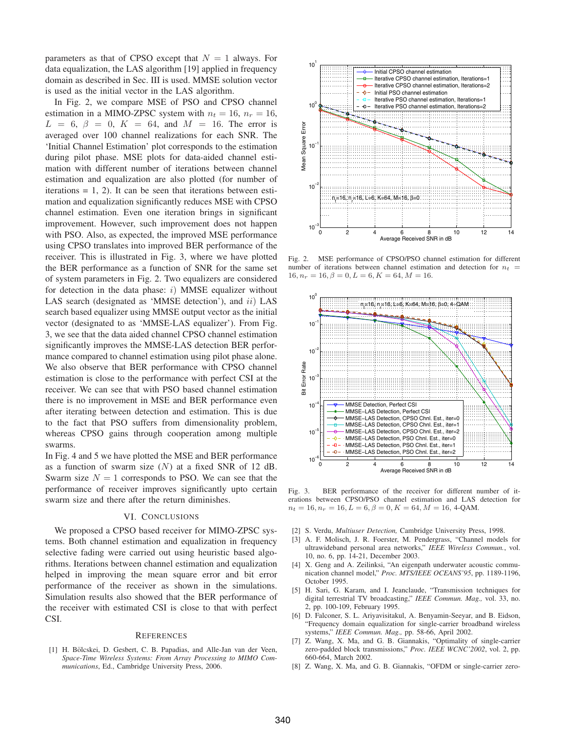parameters as that of CPSO except that $N = 1$ always. For data equalization, the LAS algorithm [19] applied in frequency domain as described in Sec. III is used. MMSE solution vector is used as the initial vector in the LAS algorithm.

In Fig. 2, we compare MSE of PSO and CPSO channel estimation in a MIMO-ZPSC system with $n_t = 16$, $n_r = 16$, $L = 6$, $\beta = 0$, $K = 64$, and $M = 16$. The error is averaged over 100 channel realizations for each SNR. The 'Initial Channel Estimation' plot corresponds to the estimation during pilot phase. MSE plots for data-aided channel estimation with different number of iterations between channel estimation and equalization are also plotted (for number of iterations = 1, 2). It can be seen that iterations between estimation and equalization significantly reduces MSE with CPSO channel estimation. Even one iteration brings in significant improvement. However, such improvement does not happen with PSO. Also, as expected, the improved MSE performance using CPSO translates into improved BER performance of the receiver. This is illustrated in Fig. 3, where we have plotted the BER performance as a function of SNR for the same set of system parameters in Fig. 2. Two equalizers are considered for detection in the data phase: $i)$ MMSE equalizer without LAS search (designated as 'MMSE detection'), and $ii)$ LAS search based equalizer using MMSE output vector as the initial vector (designated to as 'MMSE-LAS equalizer'). From Fig. 3, we see that the data aided channel CPSO channel estimation significantly improves the MMSE-LAS detection BER performance compared to channel estimation using pilot phase alone. We also observe that BER performance with CPSO channel estimation is close to the performance with perfect CSI at the receiver. We can see that with PSO based channel estimation there is no improvement in MSE and BER performance even after iterating between detection and estimation. This is due to the fact that PSO suffers from dimensionality problem, whereas CPSO gains through cooperation among multiple swarms.

In Fig. 4 and 5 we have plotted the MSE and BER performance as a function of swarm size ($N$) at a fixed SNR of 12 dB. Swarm size $N = 1$ corresponds to PSO. We can see that the performance of receiver improves significantly upto certain swarm size and there after the return diminishes.

## VI. Conclusions

We proposed a CPSO based receiver for MIMO-ZPSC systems. Both channel estimation and equalization in frequency selective fading were carried out using heuristic based algorithms. Iterations between channel estimation and equalization helped in improving the mean square error and bit error performance of the receiver as shown in the simulations. Simulation results also showed that the BER performance of the receiver with estimated CSI is close to that with perfect CSI.

## References

[1] H. Bölcskei, D. Gesbert, C. B. Papadias, and Alle-Jan van der Veen, *Space-Time Wireless Systems: From Array Processing to MIMO Communications*, Ed., Cambridge University Press, 2006.

Fig. 2. MSE performance of CPSO/PSO channel estimation for different number of iterations between channel estimation and detection for $n_t = 16, n_r = 16, \beta = 0, L = 6, K = 64, M = 16$.

Fig. 3. BER performance of the receiver for different number of iterations between CPSO/PSO channel estimation and LAS detection for $n_t = 16, n_r = 16, L = 6, \beta = 0, K = 64, M = 16$, 4-QAM.

[2] S. Verdu, *Multiuser Detection,* Cambridge University Press, 1998.

[3] A. F. Molisch, J. R. Foerster, M. Pendergrass, "Channel models for ultrawideband personal area networks," *IEEE Wireless Commun.*, vol. 10, no. 6, pp. 14-21, December 2003.

[4] X. Geng and A. Zeilinksi, "An eigenpath underwater acoustic communication channel model," *Proc. MTS/IEEE OCEANS'95*, pp. 1189-1196, October 1995.

[5] H. Sari, G. Karam, and I. Jeanclaude, "Transmission techniques for digital terrestrial TV broadcasting," *IEEE Commun. Mag.,* vol. 33, no. 2, pp. 100-109, February 1995.

[6] D. Falconer, S. L. Ariyavisitakul, A. Benyamin-Seeyar, and B. Eidson, "Frequency domain equalization for single-carrier broadband wireless systems," *IEEE Commun. Mag.,* pp. 58-66, April 2002.

[7] Z. Wang, X. Ma, and G. B. Giannakis, "Optimality of single-carrier zero-padded block transmissions," *Proc. IEEE WCNC'2002*, vol. 2, pp. 660-664, March 2002.

[8] Z. Wang, X. Ma, and G. B. Giannakis, "OFDM or single-carrier zero-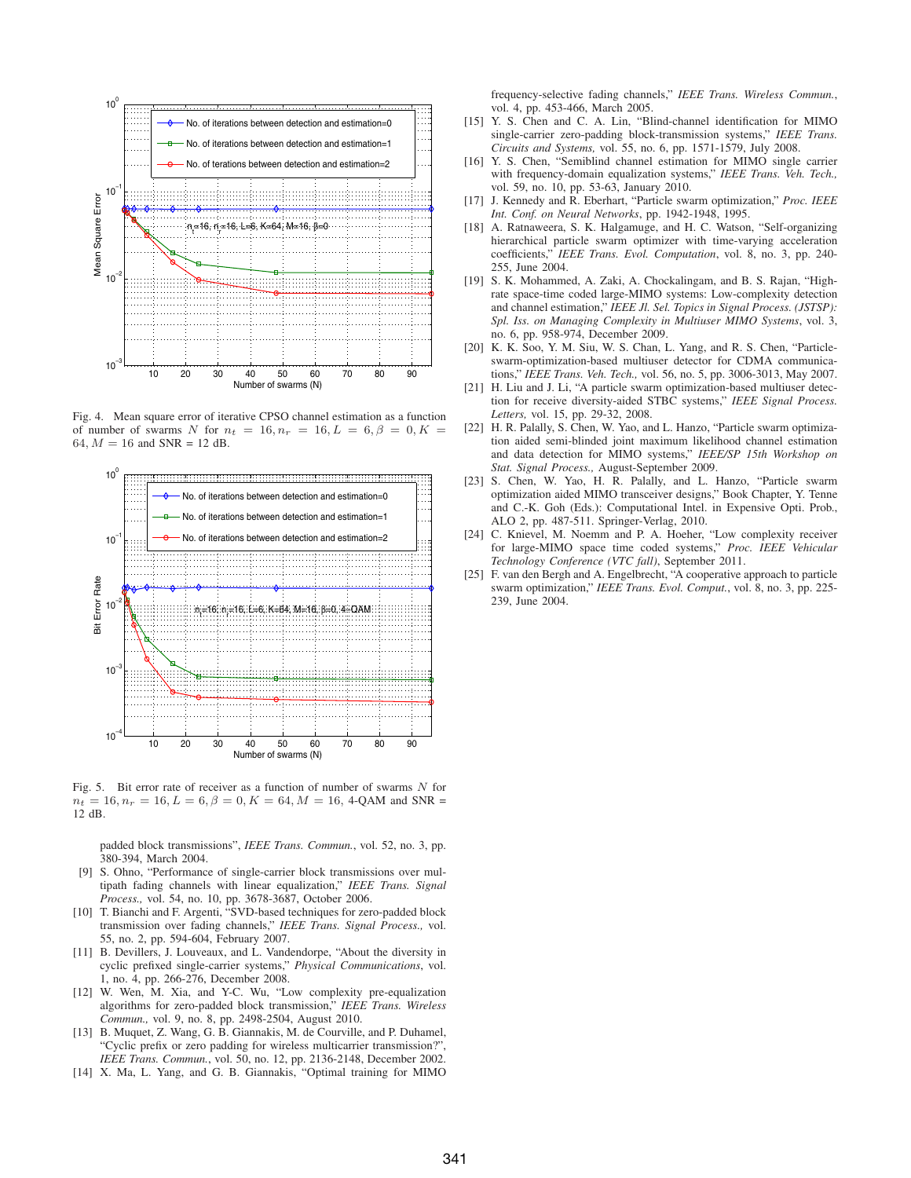$10^{0}$

$10^{-1}$

$10^{-2}$

$10^{-3}$

Mean Square Error

No. of iterations between detection and estimation=0

No. of iterations between detection and estimation=1

No. of terations between detection and estimation=2

$n_t$=16, $n_r$=16, L=6, K=64, M=16, β=0

10 20 30 40 50 60 70 80 90

Number of swarms (N)

Fig. 4. Mean square error of iterative CPSO channel estimation as a function of number of swarms $N$ for $n_t = 16, n_r = 16, L = 6, \beta = 0, K = 64, M = 16$ and SNR = 12 dB.

$10^{0}$

$10^{-1}$

$10^{-2}$

$10^{-3}$

$10^{-4}$

Bit Error Rate

No. of iterations between detection and estimation=0

No. of iterations between detection and estimation=1

No. of iterations between detection and estimation=2

$n_t$=16, $n_r$=16, L=6, K=64, M=16, β=0, 4-QAM

10 20 30 40 50 60 70 80 90

Number of swarms (N)

Fig. 5. Bit error rate of receiver as a function of number of swarms $N$ for $n_t = 16, n_r = 16, L = 6, \beta = 0, K = 64, M = 16$, 4-QAM and SNR = 12 dB.

padded block transmissions", *IEEE Trans. Commun.*, vol. 52, no. 3, pp. 380-394, March 2004.

[9] S. Ohno, "Performance of single-carrier block transmissions over multipath fading channels with linear equalization," *IEEE Trans. Signal Process.*, vol. 54, no. 10, pp. 3678-3687, October 2006.

[10] T. Bianchi and F. Argenti, "SVD-based techniques for zero-padded block transmission over fading channels," *IEEE Trans. Signal Process.*, vol. 55, no. 2, pp. 594-604, February 2007.

[11] B. Devillers, J. Louveaux, and L. Vandendorpe, "About the diversity in cyclic prefixed single-carrier systems," *Physical Communications*, vol. 1, no. 4, pp. 266-276, December 2008.

[12] W. Wen, M. Xia, and Y-C. Wu, "Low complexity pre-equalization algorithms for zero-padded block transmission," *IEEE Trans. Wireless Commun.*, vol. 9, no. 8, pp. 2498-2504, August 2010.

[13] B. Muquet, Z. Wang, G. B. Giannakis, M. de Courville, and P. Duhamel, "Cyclic prefix or zero padding for wireless multicarrier transmission?", *IEEE Trans. Commun.*, vol. 50, no. 12, pp. 2136-2148, December 2002.

[14] X. Ma, L. Yang, and G. B. Giannakis, "Optimal training for MIMO frequency-selective fading channels," *IEEE Trans. Wireless Commun.*, vol. 4, pp. 453-466, March 2005.

[15] Y. S. Chen and C. A. Lin, "Blind-channel identification for MIMO single-carrier zero-padding block-transmission systems," *IEEE Trans. Circuits and Systems,* vol. 55, no. 6, pp. 1571-1579, July 2008.

[16] Y. S. Chen, "Semiblind channel estimation for MIMO single carrier with frequency-domain equalization systems," *IEEE Trans. Veh. Tech.,* vol. 59, no. 10, pp. 53-63, January 2010.

[17] J. Kennedy and R. Eberhart, "Particle swarm optimization," *Proc. IEEE Int. Conf. on Neural Networks*, pp. 1942-1948, 1995.

[18] A. Ratnaweera, S. K. Halgamuge, and H. C. Watson, "Self-organizing hierarchical particle swarm optimizer with time-varying acceleration coefficients," *IEEE Trans. Evol. Computation*, vol. 8, no. 3, pp. 240-255, June 2004.

[19] S. K. Mohammed, A. Zaki, A. Chockalingam, and B. S. Rajan, "High-rate space-time coded large-MIMO systems: Low-complexity detection and channel estimation," *IEEE Jl. Sel. Topics in Signal Process. (JSTSP): Spl. Iss. on Managing Complexity in Multiuser MIMO Systems*, vol. 3, no. 6, pp. 958-974, December 2009.

[20] K. K. Soo, Y. M. Siu, W. S. Chan, L. Yang, and R. S. Chen, "Particle-swarm-optimization-based multiuser detector for CDMA communications," *IEEE Trans. Veh. Tech.,* vol. 56, no. 5, pp. 3006-3013, May 2007.

[21] H. Liu and J. Li, "A particle swarm optimization-based multiuser detection for receive diversity-aided STBC systems," *IEEE Signal Process. Letters,* vol. 15, pp. 29-32, 2008.

[22] H. R. Palally, S. Chen, W. Yao, and L. Hanzo, "Particle swarm optimization aided semi-blinded joint maximum likelihood channel estimation and data detection for MIMO systems," *IEEE/SP 15th Workshop on Stat. Signal Process.,* August-September 2009.

[23] S. Chen, W. Yao, H. R. Palally, and L. Hanzo, "Particle swarm optimization aided MIMO transceiver designs," Book Chapter, Y. Tenne and C.-K. Goh (Eds.): Computational Intel. in Expensive Opti. Prob., ALO 2, pp. 487-511. Springer-Verlag, 2010.

[24] C. Knievel, M. Noemm and P. A. Hoeher, "Low complexity receiver for large-MIMO space time coded systems," *Proc. IEEE Vehicular Technology Conference (VTC fall)*, September 2011.

[25] F. van den Bergh and A. Engelbrecht, "A cooperative approach to particle swarm optimization," *IEEE Trans. Evol. Comput.*, vol. 8, no. 3, pp. 225-239, June 2004.